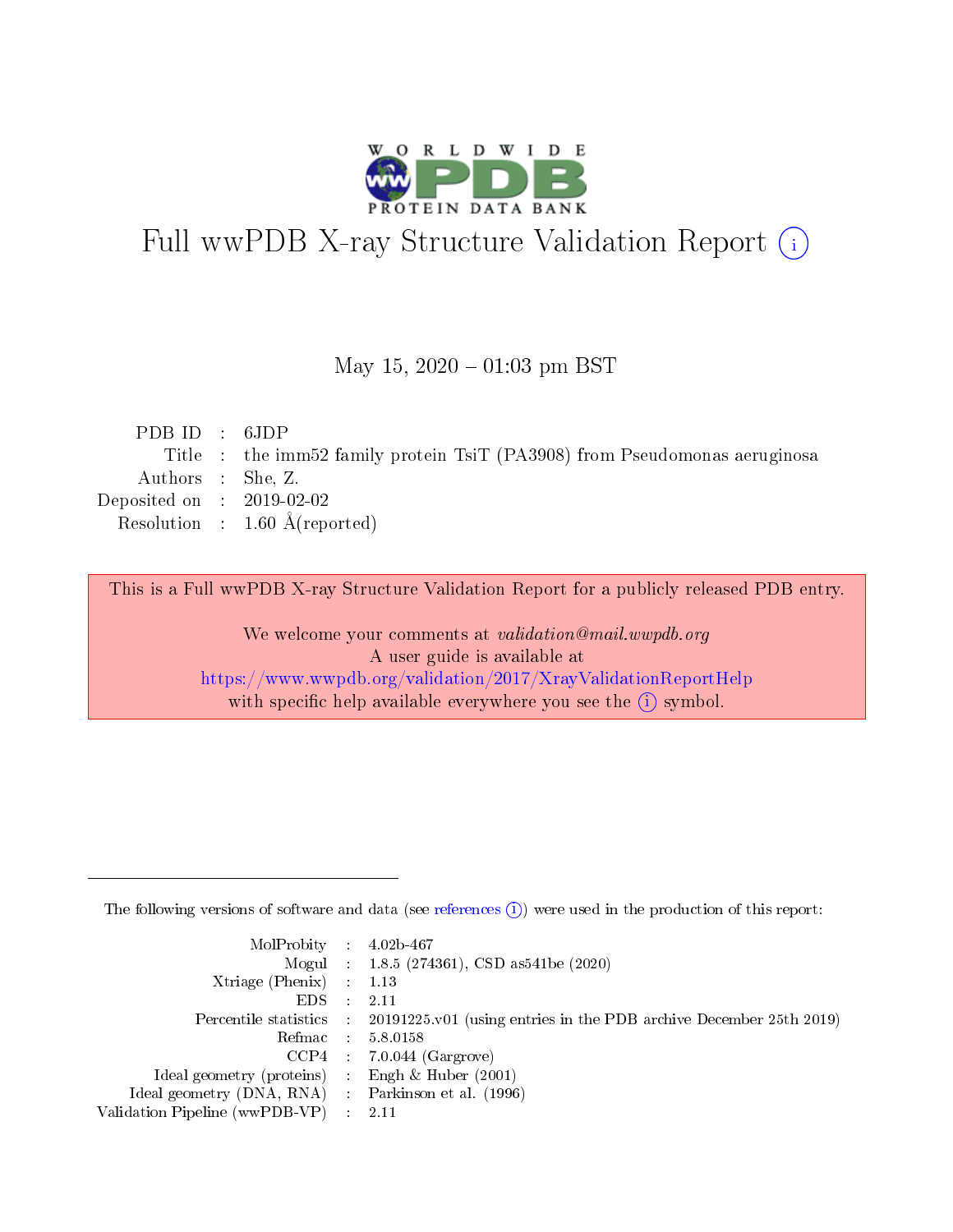# Full wwPDB X-ray Structure Validation Report (i)

May 15, 2020 – 01:03 pm BST

| | | |
|---|---|---|
| PDB ID | : | 6JDP |
| Title | : | the imm52 family protein TsiT (PA3908) from Pseudomonas aeruginosa |
| Authors | : | She, Z. |
| Deposited on | : | 2019-02-02 |
| Resolution | : | 1.60 Å(reported) |

This is a Full wwPDB X-ray Structure Validation Report for a publicly released PDB entry.

We welcome your comments at *validation@mail.wwpdb.org*
A user guide is available at
https://www.wwpdb.org/validation/2017/XrayValidationReportHelp
with specific help available everywhere you see the (i) symbol.

---

The following versions of software and data (see references (i)) were used in the production of this report:

| | | |
|---|---|---|
| MolProbity | : | 4.02b-467 |
| Mogul | : | 1.8.5 (274361), CSD as541be (2020) |
| Xtriage (Phenix) | : | 1.13 |
| EDS | : | 2.11 |
| Percentile statistics | : | 20191225.v01 (using entries in the PDB archive December 25th 2019) |
| Refmac | : | 5.8.0158 |
| CCP4 | : | 7.0.044 (Gargrove) |
| Ideal geometry (proteins) | : | Engh & Huber (2001) |
| Ideal geometry (DNA, RNA) | : | Parkinson et al. (1996) |
| Validation Pipeline (wwPDB-VP) | : | 2.11 |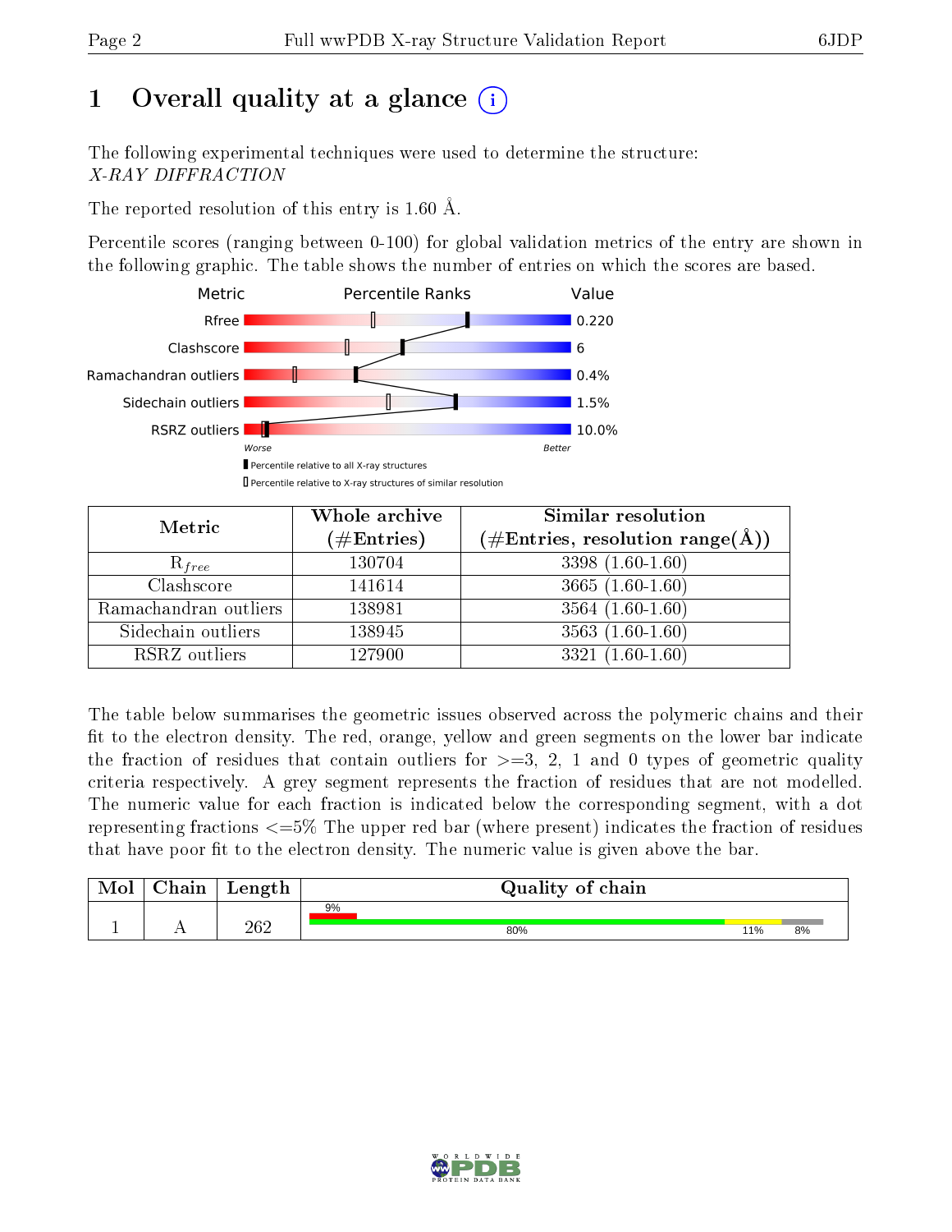# 1 Overall quality at a glance (i)

The following experimental techniques were used to determine the structure:
*X-RAY DIFFRACTION*

The reported resolution of this entry is 1.60 Å.

Percentile scores (ranging between 0-100) for global validation metrics of the entry are shown in the following graphic. The table shows the number of entries on which the scores are based.

| Metric | Value |
|---|---|
| Rfree | 0.220 |
| Clashscore | 6 |
| Ramachandran outliers | 0.4% |
| Sidechain outliers | 1.5% |
| RSRZ outliers | 10.0% |

Worse — Better

▮ Percentile relative to all X-ray structures
▯ Percentile relative to X-ray structures of similar resolution

| Metric | Whole archive (#Entries) | Similar resolution (#Entries, resolution range(Å)) |
|---|---|---|
| $R_{free}$ | 130704 | 3398 (1.60-1.60) |
| Clashscore | 141614 | 3665 (1.60-1.60) |
| Ramachandran outliers | 138981 | 3564 (1.60-1.60) |
| Sidechain outliers | 138945 | 3563 (1.60-1.60) |
| RSRZ outliers | 127900 | 3321 (1.60-1.60) |

The table below summarises the geometric issues observed across the polymeric chains and their fit to the electron density. The red, orange, yellow and green segments on the lower bar indicate the fraction of residues that contain outliers for >=3, 2, 1 and 0 types of geometric quality criteria respectively. A grey segment represents the fraction of residues that are not modelled. The numeric value for each fraction is indicated below the corresponding segment, with a dot representing fractions <=5% The upper red bar (where present) indicates the fraction of residues that have poor fit to the electron density. The numeric value is given above the bar.

| Mol | Chain | Length | Quality of chain |
|---|---|---|---|
| 1 | A | 262 | 9% (poor fit); 80% / 11% / 8% |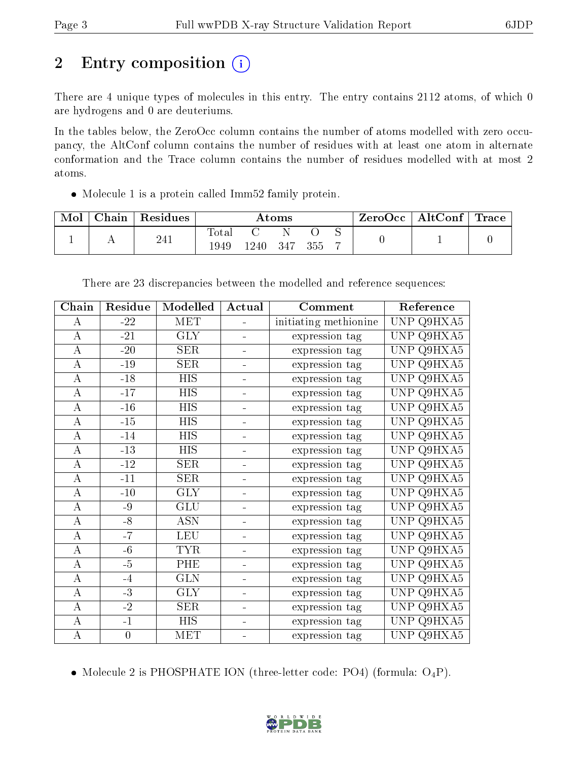# 2 Entry composition

There are 4 unique types of molecules in this entry. The entry contains 2112 atoms, of which 0 are hydrogens and 0 are deuteriums.

In the tables below, the ZeroOcc column contains the number of atoms modelled with zero occupancy, the AltConf column contains the number of residues with at least one atom in alternate conformation and the Trace column contains the number of residues modelled with at most 2 atoms.

- Molecule 1 is a protein called Imm52 family protein.

| Mol | Chain | Residues | Atoms | | | | | ZeroOcc | AltConf | Trace |
|---|---|---|---|---|---|---|---|---|---|---|
| | | | Total | C | N | O | S | | | |
| 1 | A | 241 | 1949 | 1240 | 347 | 355 | 7 | 0 | 1 | 0 |

There are 23 discrepancies between the modelled and reference sequences:

| Chain | Residue | Modelled | Actual | Comment | Reference |
|---|---|---|---|---|---|
| A | -22 | MET | - | initiating methionine | UNP Q9HXA5 |
| A | -21 | GLY | - | expression tag | UNP Q9HXA5 |
| A | -20 | SER | - | expression tag | UNP Q9HXA5 |
| A | -19 | SER | - | expression tag | UNP Q9HXA5 |
| A | -18 | HIS | - | expression tag | UNP Q9HXA5 |
| A | -17 | HIS | - | expression tag | UNP Q9HXA5 |
| A | -16 | HIS | - | expression tag | UNP Q9HXA5 |
| A | -15 | HIS | - | expression tag | UNP Q9HXA5 |
| A | -14 | HIS | - | expression tag | UNP Q9HXA5 |
| A | -13 | HIS | - | expression tag | UNP Q9HXA5 |
| A | -12 | SER | - | expression tag | UNP Q9HXA5 |
| A | -11 | SER | - | expression tag | UNP Q9HXA5 |
| A | -10 | GLY | - | expression tag | UNP Q9HXA5 |
| A | -9 | GLU | - | expression tag | UNP Q9HXA5 |
| A | -8 | ASN | - | expression tag | UNP Q9HXA5 |
| A | -7 | LEU | - | expression tag | UNP Q9HXA5 |
| A | -6 | TYR | - | expression tag | UNP Q9HXA5 |
| A | -5 | PHE | - | expression tag | UNP Q9HXA5 |
| A | -4 | GLN | - | expression tag | UNP Q9HXA5 |
| A | -3 | GLY | - | expression tag | UNP Q9HXA5 |
| A | -2 | SER | - | expression tag | UNP Q9HXA5 |
| A | -1 | HIS | - | expression tag | UNP Q9HXA5 |
| A | 0 | MET | - | expression tag | UNP Q9HXA5 |

- Molecule 2 is PHOSPHATE ION (three-letter code: PO4) (formula: $O_4P$).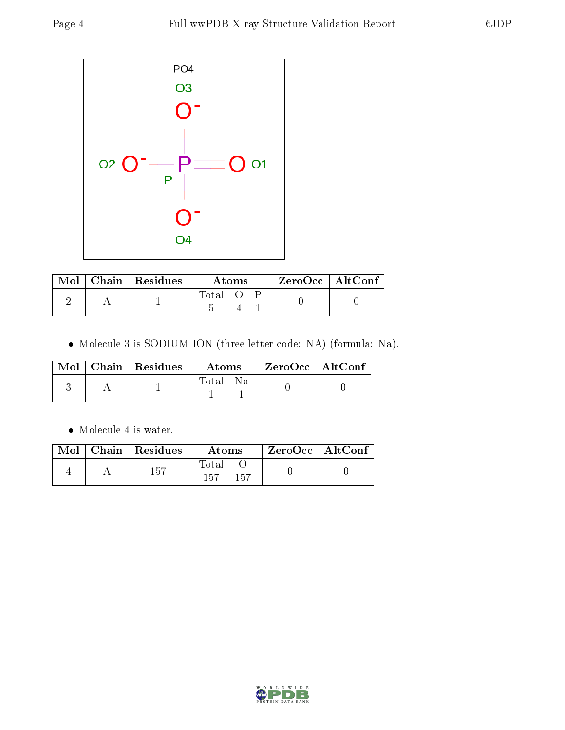PO4

O3

$O^-$

O2 $O^-$ — P = O O1

P

$O^-$

O4

| Mol | Chain | Residues | Atoms | | | ZeroOcc | AltConf |
|---|---|---|---|---|---|---|---|
| | | | Total | O | P | | |
| 2 | A | 1 | 5 | 4 | 1 | 0 | 0 |

- Molecule 3 is SODIUM ION (three-letter code: NA) (formula: Na).

| Mol | Chain | Residues | Atoms | | ZeroOcc | AltConf |
|---|---|---|---|---|---|---|
| | | | Total | Na | | |
| 3 | A | 1 | 1 | 1 | 0 | 0 |

- Molecule 4 is water.

| Mol | Chain | Residues | Atoms | | ZeroOcc | AltConf |
|---|---|---|---|---|---|---|
| | | | Total | O | | |
| 4 | A | 157 | 157 | 157 | 0 | 0 |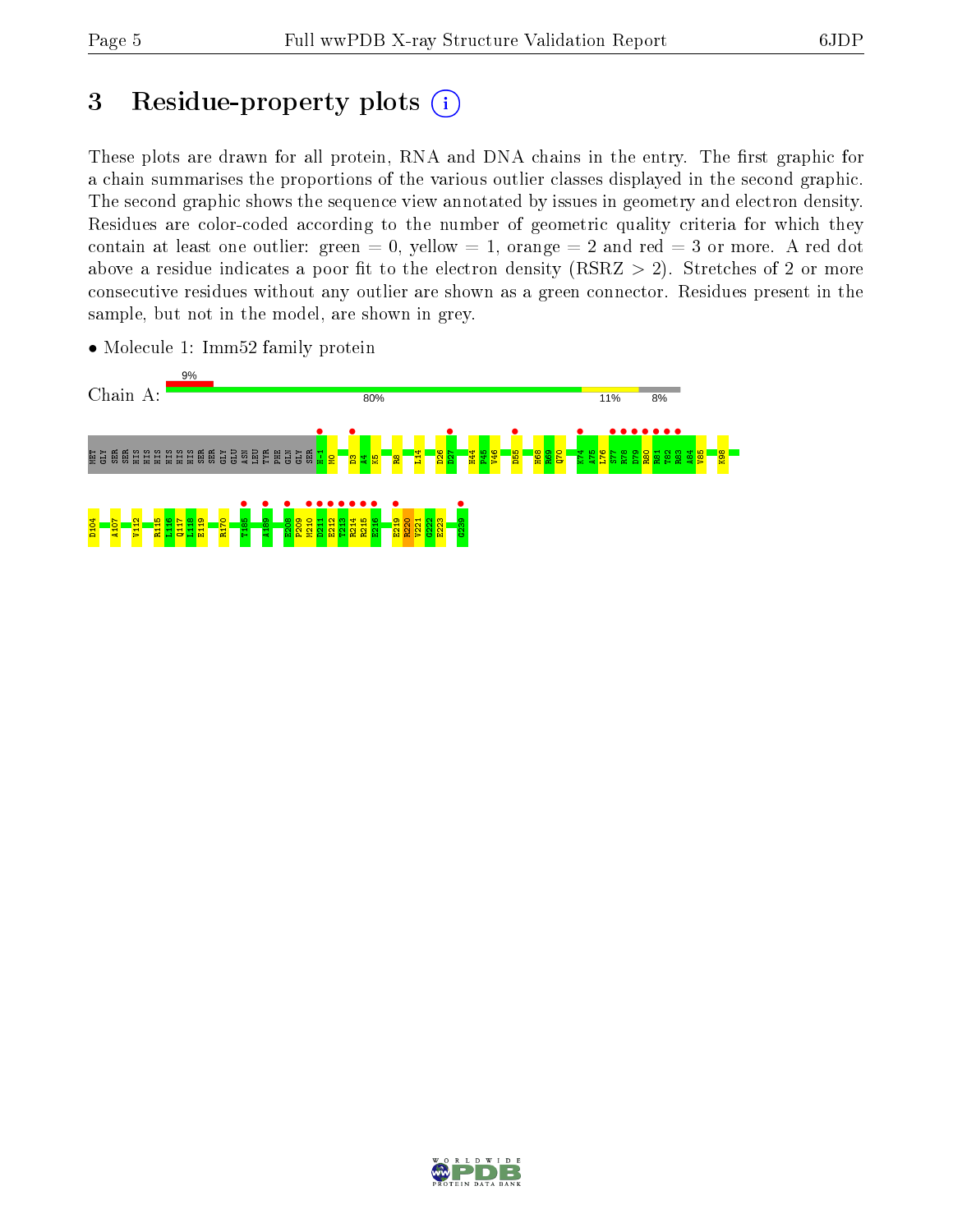# 3 Residue-property plots

These plots are drawn for all protein, RNA and DNA chains in the entry. The first graphic for a chain summarises the proportions of the various outlier classes displayed in the second graphic. The second graphic shows the sequence view annotated by issues in geometry and electron density. Residues are color-coded according to the number of geometric quality criteria for which they contain at least one outlier: green = 0, yellow = 1, orange = 2 and red = 3 or more. A red dot above a residue indicates a poor fit to the electron density (RSRZ > 2). Stretches of 2 or more consecutive residues without any outlier are shown as a green connector. Residues present in the sample, but not in the model, are shown in grey.

- Molecule 1: Imm52 family protein

Chain A: 9% | 80% | 11% | 8%

MET GLY SER SER HIS HIS HIS HIS HIS HIS SER SER GLY GLU ASN LEU TYR PHE GLN GLY SER H-1 M0 D3 A4 K5 R8 L14 D26 D27 H44 P45 V46 D55 H68 R69 Q70 K74 A75 L76 S77 R78 D79 R80 R81 T82 R83 A84 V85 K98

D104 A107 V112 R115 I116 Q117 I118 E119 R170 T185 A189 E208 P209 M210 D211 E212 T213 R214 R215 E216 E219 R220 V221 G222 E223 G239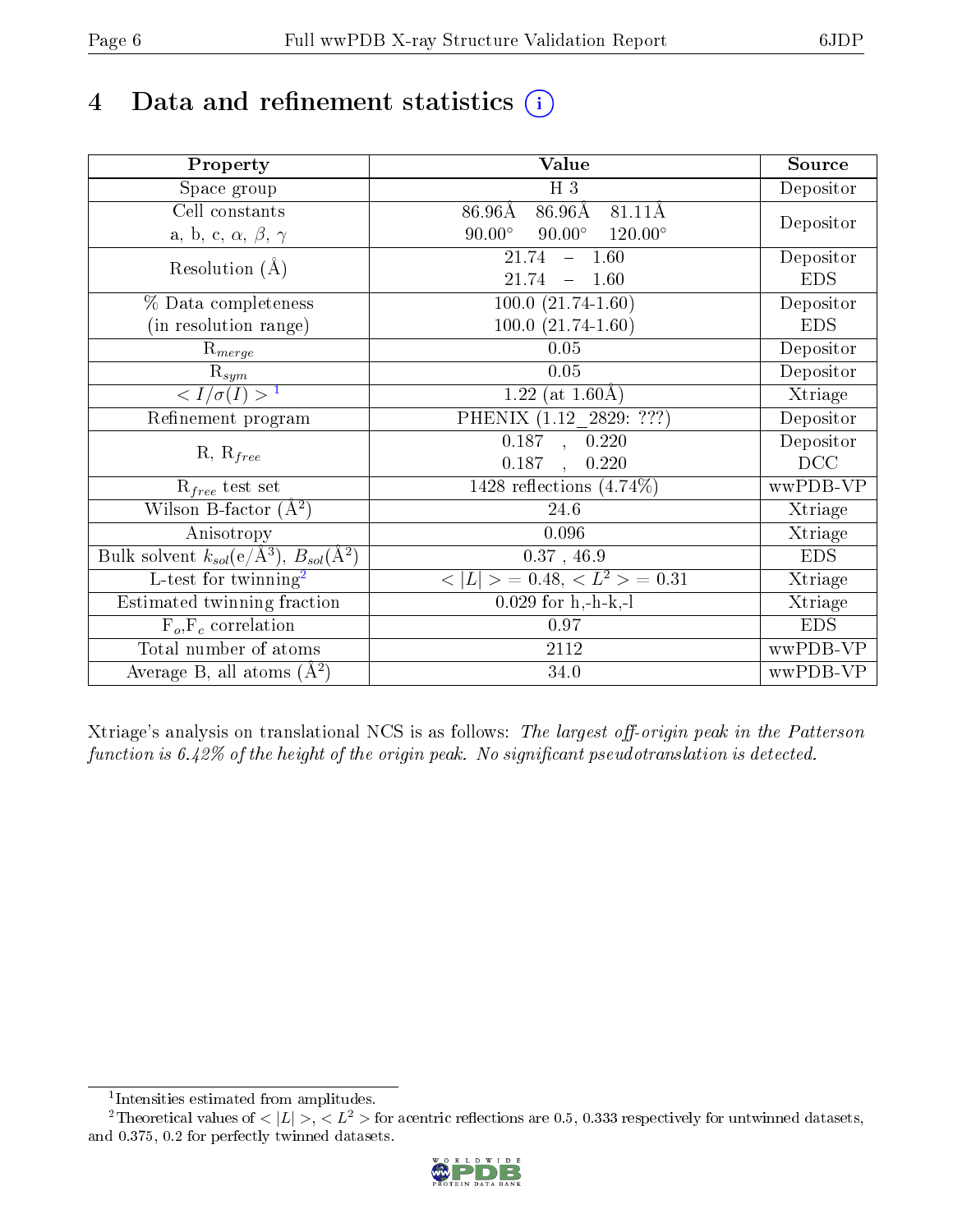# 4 Data and refinement statistics (i)

| Property | Value | Source |
|---|---|---|
| Space group | H 3 | Depositor |
| Cell constants<br>a, b, c, $\alpha$, $\beta$, $\gamma$ | 86.96Å 86.96Å 81.11Å<br>90.00° 90.00° 120.00° | Depositor |
| Resolution (Å) | 21.74 – 1.60<br>21.74 – 1.60 | Depositor<br>EDS |
| % Data completeness<br>(in resolution range) | 100.0 (21.74-1.60)<br>100.0 (21.74-1.60) | Depositor<br>EDS |
| $R_{merge}$ | 0.05 | Depositor |
| $R_{sym}$ | 0.05 | Depositor |
| $< I/\sigma(I) >$ [1] | 1.22 (at 1.60Å) | Xtriage |
| Refinement program | PHENIX (1.12_2829: ???) | Depositor |
| R, $R_{free}$ | 0.187 , 0.220<br>0.187 , 0.220 | Depositor<br>DCC |
| $R_{free}$ test set | 1428 reflections (4.74%) | wwPDB-VP |
| Wilson B-factor (Å$^2$) | 24.6 | Xtriage |
| Anisotropy | 0.096 | Xtriage |
| Bulk solvent $k_{sol}$(e/Å$^3$), $B_{sol}$(Å$^2$) | 0.37 , 46.9 | EDS |
| L-test for twinning[2] | $< \vert L \vert > = 0.48$, $< L^2 > = 0.31$ | Xtriage |
| Estimated twinning fraction | 0.029 for h,-h-k,-l | Xtriage |
| $F_o$,$F_c$ correlation | 0.97 | EDS |
| Total number of atoms | 2112 | wwPDB-VP |
| Average B, all atoms (Å$^2$) | 34.0 | wwPDB-VP |

Xtriage's analysis on translational NCS is as follows: *The largest off-origin peak in the Patterson function is 6.42% of the height of the origin peak. No significant pseudotranslation is detected.*

[1] Intensities estimated from amplitudes.

[2] Theoretical values of $< |L| >$, $< L^2 >$ for acentric reflections are 0.5, 0.333 respectively for untwinned datasets, and 0.375, 0.2 for perfectly twinned datasets.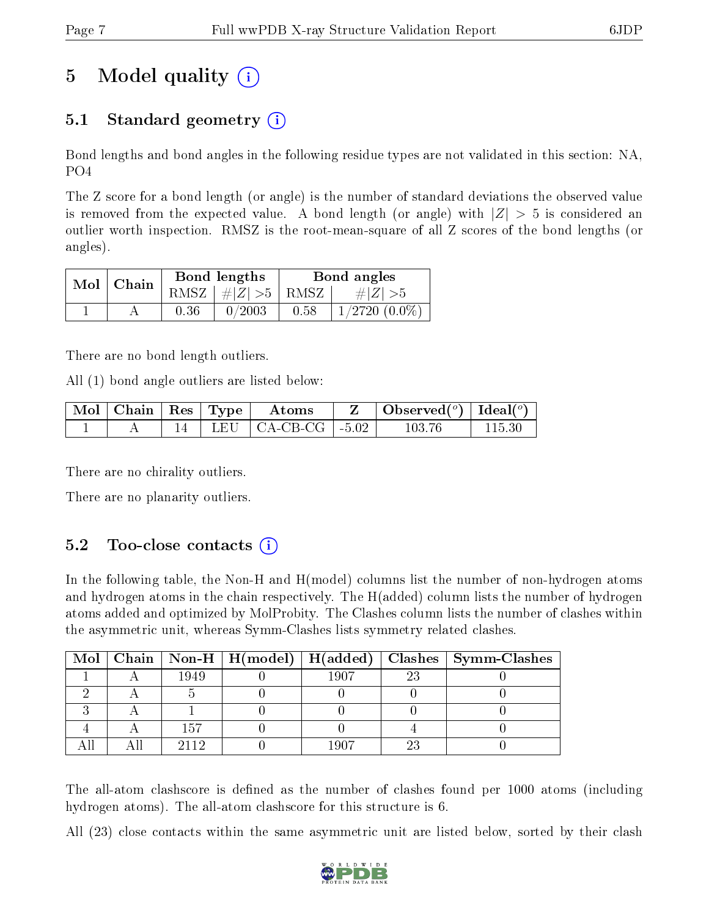# 5 Model quality (i)

## 5.1 Standard geometry (i)

Bond lengths and bond angles in the following residue types are not validated in this section: NA, PO4

The Z score for a bond length (or angle) is the number of standard deviations the observed value is removed from the expected value. A bond length (or angle) with $|Z| > 5$ is considered an outlier worth inspection. RMSZ is the root-mean-square of all Z scores of the bond lengths (or angles).

| Mol | Chain | Bond lengths | | Bond angles | |
|---|---|---|---|---|---|
| | | RMSZ | $\#\|Z\| > 5$ | RMSZ | $\#\|Z\| > 5$ |
| 1 | A | 0.36 | 0/2003 | 0.58 | 1/2720 (0.0%) |

There are no bond length outliers.

All (1) bond angle outliers are listed below:

| Mol | Chain | Res | Type | Atoms | Z | Observed(°) | Ideal(°) |
|---|---|---|---|---|---|---|---|
| 1 | A | 14 | LEU | CA-CB-CG | -5.02 | 103.76 | 115.30 |

There are no chirality outliers.

There are no planarity outliers.

## 5.2 Too-close contacts (i)

In the following table, the Non-H and H(model) columns list the number of non-hydrogen atoms and hydrogen atoms in the chain respectively. The H(added) column lists the number of hydrogen atoms added and optimized by MolProbity. The Clashes column lists the number of clashes within the asymmetric unit, whereas Symm-Clashes lists symmetry related clashes.

| Mol | Chain | Non-H | H(model) | H(added) | Clashes | Symm-Clashes |
|---|---|---|---|---|---|---|
| 1 | A | 1949 | 0 | 1907 | 23 | 0 |
| 2 | A | 5 | 0 | 0 | 0 | 0 |
| 3 | A | 1 | 0 | 0 | 0 | 0 |
| 4 | A | 157 | 0 | 0 | 4 | 0 |
| All | All | 2112 | 0 | 1907 | 23 | 0 |

The all-atom clashscore is defined as the number of clashes found per 1000 atoms (including hydrogen atoms). The all-atom clashscore for this structure is 6.

All (23) close contacts within the same asymmetric unit are listed below, sorted by their clash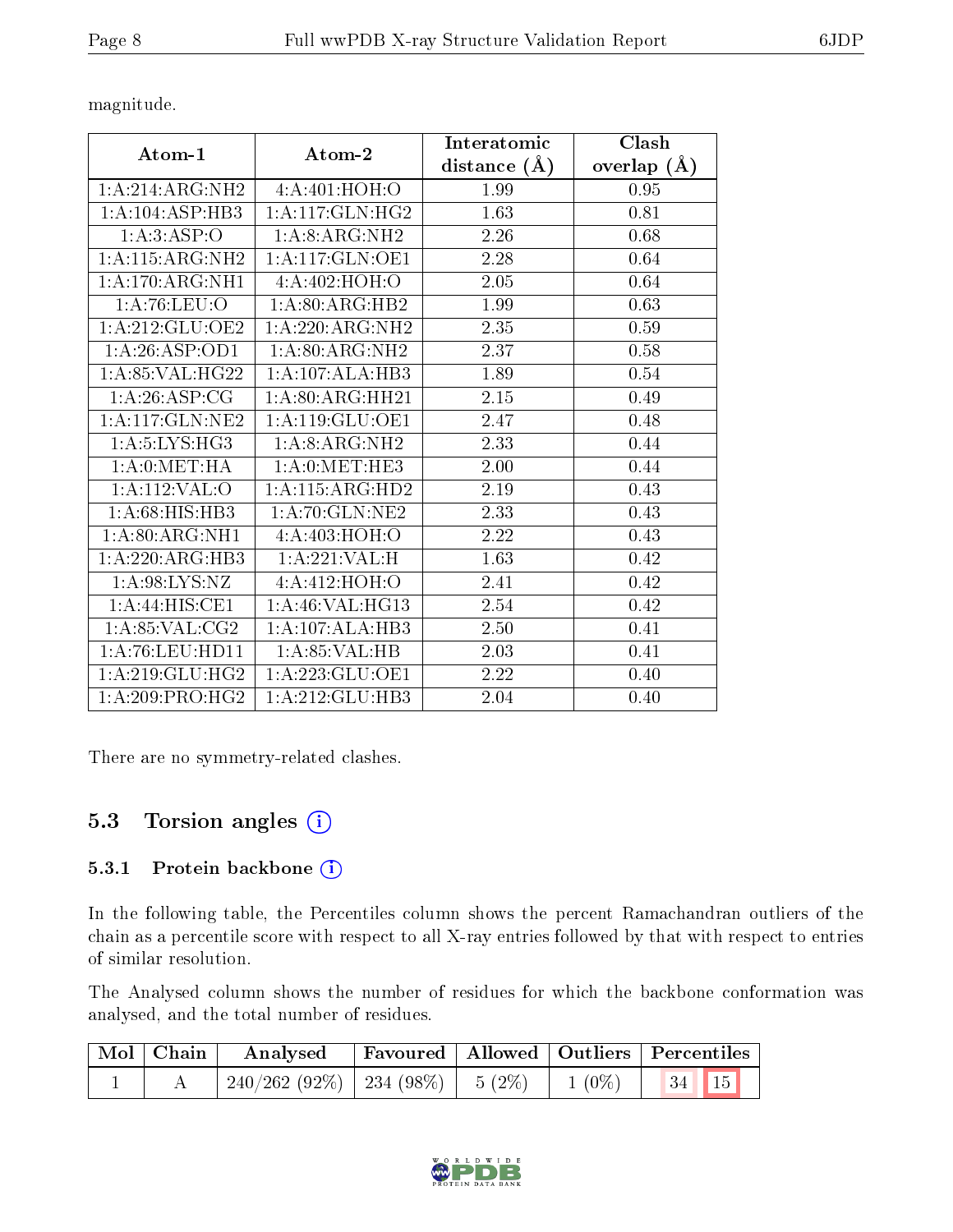magnitude.

| Atom-1 | Atom-2 | Interatomic distance (Å) | Clash overlap (Å) |
|---|---|---|---|
| 1:A:214:ARG:NH2 | 4:A:401:HOH:O | 1.99 | 0.95 |
| 1:A:104:ASP:HB3 | 1:A:117:GLN:HG2 | 1.63 | 0.81 |
| 1:A:3:ASP:O | 1:A:8:ARG:NH2 | 2.26 | 0.68 |
| 1:A:115:ARG:NH2 | 1:A:117:GLN:OE1 | 2.28 | 0.64 |
| 1:A:170:ARG:NH1 | 4:A:402:HOH:O | 2.05 | 0.64 |
| 1:A:76:LEU:O | 1:A:80:ARG:HB2 | 1.99 | 0.63 |
| 1:A:212:GLU:OE2 | 1:A:220:ARG:NH2 | 2.35 | 0.59 |
| 1:A:26:ASP:OD1 | 1:A:80:ARG:NH2 | 2.37 | 0.58 |
| 1:A:85:VAL:HG22 | 1:A:107:ALA:HB3 | 1.89 | 0.54 |
| 1:A:26:ASP:CG | 1:A:80:ARG:HH21 | 2.15 | 0.49 |
| 1:A:117:GLN:NE2 | 1:A:119:GLU:OE1 | 2.47 | 0.48 |
| 1:A:5:LYS:HG3 | 1:A:8:ARG:NH2 | 2.33 | 0.44 |
| 1:A:0:MET:HA | 1:A:0:MET:HE3 | 2.00 | 0.44 |
| 1:A:112:VAL:O | 1:A:115:ARG:HD2 | 2.19 | 0.43 |
| 1:A:68:HIS:HB3 | 1:A:70:GLN:NE2 | 2.33 | 0.43 |
| 1:A:80:ARG:NH1 | 4:A:403:HOH:O | 2.22 | 0.43 |
| 1:A:220:ARG:HB3 | 1:A:221:VAL:H | 1.63 | 0.42 |
| 1:A:98:LYS:NZ | 4:A:412:HOH:O | 2.41 | 0.42 |
| 1:A:44:HIS:CE1 | 1:A:46:VAL:HG13 | 2.54 | 0.42 |
| 1:A:85:VAL:CG2 | 1:A:107:ALA:HB3 | 2.50 | 0.41 |
| 1:A:76:LEU:HD11 | 1:A:85:VAL:HB | 2.03 | 0.41 |
| 1:A:219:GLU:HG2 | 1:A:223:GLU:OE1 | 2.22 | 0.40 |
| 1:A:209:PRO:HG2 | 1:A:212:GLU:HB3 | 2.04 | 0.40 |

There are no symmetry-related clashes.

## 5.3 Torsion angles

### 5.3.1 Protein backbone

In the following table, the Percentiles column shows the percent Ramachandran outliers of the chain as a percentile score with respect to all X-ray entries followed by that with respect to entries of similar resolution.

The Analysed column shows the number of residues for which the backbone conformation was analysed, and the total number of residues.

| Mol | Chain | Analysed | Favoured | Allowed | Outliers | Percentiles | |
|---|---|---|---|---|---|---|---|
| 1 | A | 240/262 (92%) | 234 (98%) | 5 (2%) | 1 (0%) | 34 | 15 |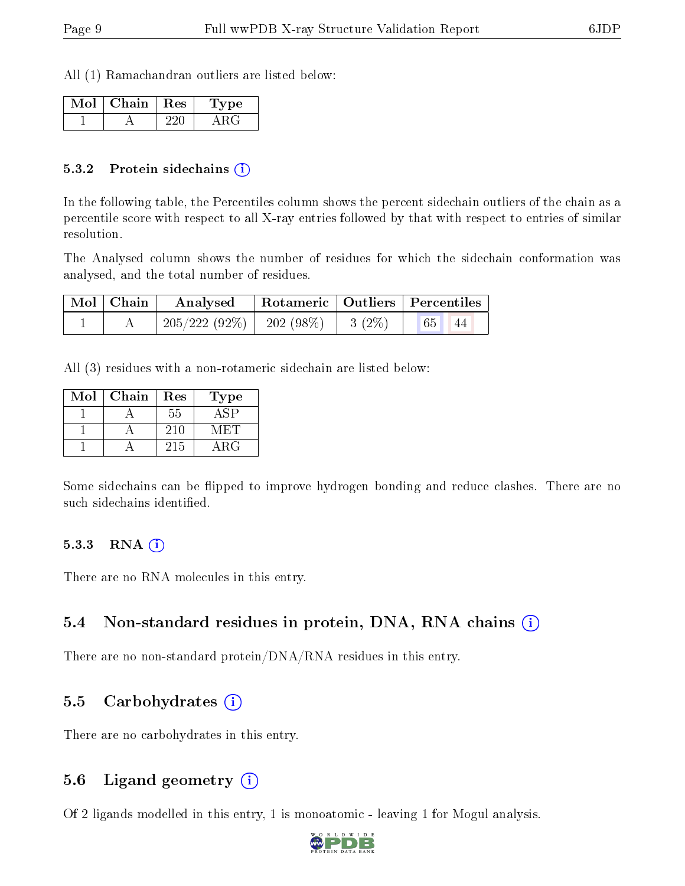All (1) Ramachandran outliers are listed below:

| Mol | Chain | Res | Type |
|---|---|---|---|
| 1 | A | 220 | ARG |

### 5.3.2 Protein sidechains (i)

In the following table, the Percentiles column shows the percent sidechain outliers of the chain as a percentile score with respect to all X-ray entries followed by that with respect to entries of similar resolution.

The Analysed column shows the number of residues for which the sidechain conformation was analysed, and the total number of residues.

| Mol | Chain | Analysed | Rotameric | Outliers | Percentiles |
|---|---|---|---|---|---|
| 1 | A | 205/222 (92%) | 202 (98%) | 3 (2%) | 65 44 |

All (3) residues with a non-rotameric sidechain are listed below:

| Mol | Chain | Res | Type |
|---|---|---|---|
| 1 | A | 55 | ASP |
| 1 | A | 210 | MET |
| 1 | A | 215 | ARG |

Some sidechains can be flipped to improve hydrogen bonding and reduce clashes. There are no such sidechains identified.

### 5.3.3 RNA (i)

There are no RNA molecules in this entry.

## 5.4 Non-standard residues in protein, DNA, RNA chains (i)

There are no non-standard protein/DNA/RNA residues in this entry.

## 5.5 Carbohydrates (i)

There are no carbohydrates in this entry.

## 5.6 Ligand geometry (i)

Of 2 ligands modelled in this entry, 1 is monoatomic - leaving 1 for Mogul analysis.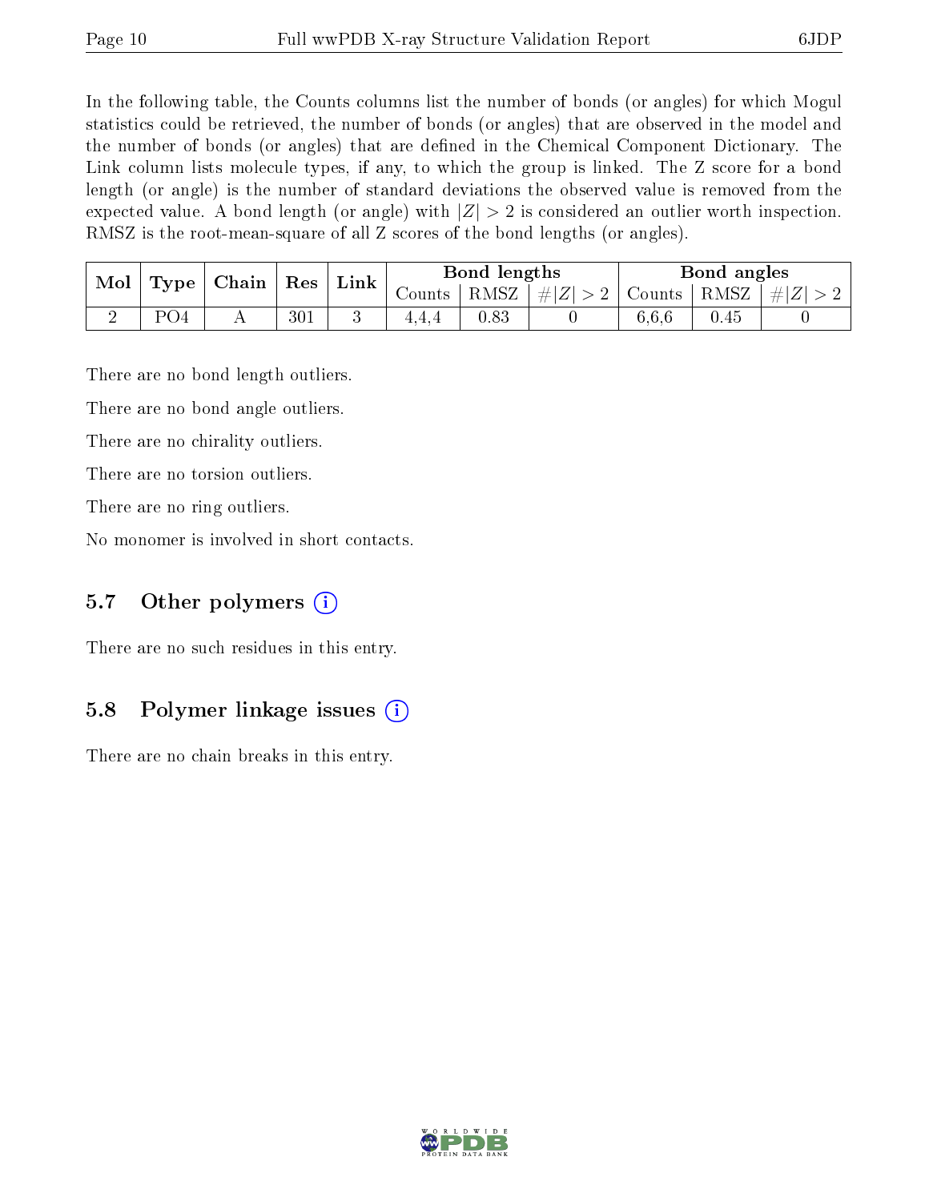In the following table, the Counts columns list the number of bonds (or angles) for which Mogul statistics could be retrieved, the number of bonds (or angles) that are observed in the model and the number of bonds (or angles) that are defined in the Chemical Component Dictionary. The Link column lists molecule types, if any, to which the group is linked. The Z score for a bond length (or angle) is the number of standard deviations the observed value is removed from the expected value. A bond length (or angle) with $|Z| > 2$ is considered an outlier worth inspection. RMSZ is the root-mean-square of all Z scores of the bond lengths (or angles).

| Mol | Type | Chain | Res | Link | Bond lengths | | | Bond angles | | |
|---|---|---|---|---|---|---|---|---|---|---|
| | | | | | Counts | RMSZ | $\#\|Z\| > 2$ | Counts | RMSZ | $\#\|Z\| > 2$ |
| 2 | PO4 | A | 301 | 3 | 4,4,4 | 0.83 | 0 | 6,6,6 | 0.45 | 0 |

There are no bond length outliers.

There are no bond angle outliers.

There are no chirality outliers.

There are no torsion outliers.

There are no ring outliers.

No monomer is involved in short contacts.

## 5.7 Other polymers

There are no such residues in this entry.

## 5.8 Polymer linkage issues

There are no chain breaks in this entry.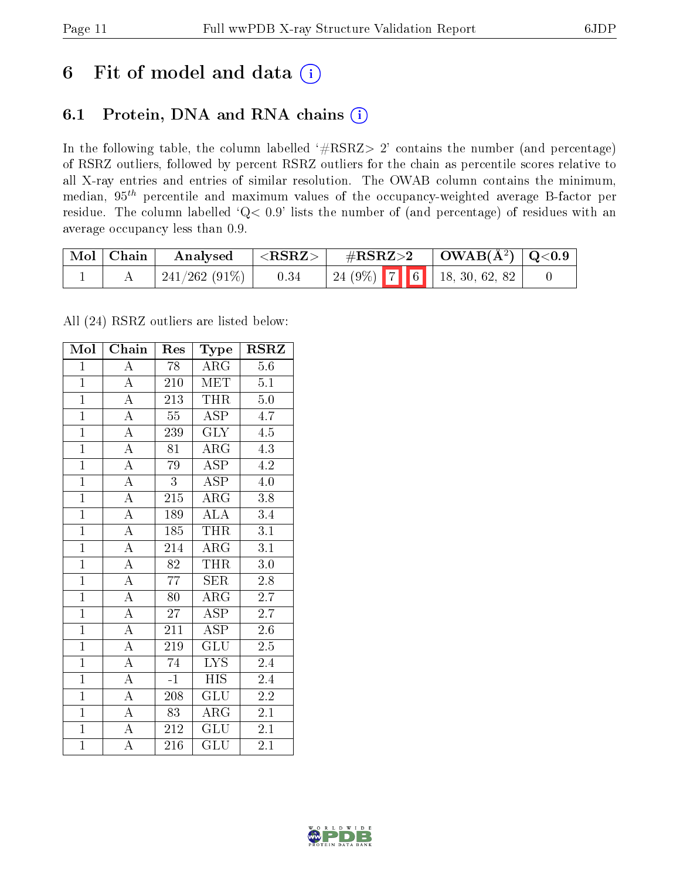# 6 Fit of model and data (i)

## 6.1 Protein, DNA and RNA chains (i)

In the following table, the column labelled '#RSRZ> 2' contains the number (and percentage) of RSRZ outliers, followed by percent RSRZ outliers for the chain as percentile scores relative to all X-ray entries and entries of similar resolution. The OWAB column contains the minimum, median, $95^{th}$ percentile and maximum values of the occupancy-weighted average B-factor per residue. The column labelled 'Q< 0.9' lists the number of (and percentage) of residues with an average occupancy less than 0.9.

| Mol | Chain | Analysed | <RSRZ> | #RSRZ>2 | | | OWAB(Å$^2$) | Q<0.9 |
|---|---|---|---|---|---|---|---|---|
| 1 | A | 241/262 (91%) | 0.34 | 24 (9%) | 7 | 6 | 18, 30, 62, 82 | 0 |

All (24) RSRZ outliers are listed below:

| Mol | Chain | Res | Type | RSRZ |
|---|---|---|---|---|
| 1 | A | 78 | ARG | 5.6 |
| 1 | A | 210 | MET | 5.1 |
| 1 | A | 213 | THR | 5.0 |
| 1 | A | 55 | ASP | 4.7 |
| 1 | A | 239 | GLY | 4.5 |
| 1 | A | 81 | ARG | 4.3 |
| 1 | A | 79 | ASP | 4.2 |
| 1 | A | 3 | ASP | 4.0 |
| 1 | A | 215 | ARG | 3.8 |
| 1 | A | 189 | ALA | 3.4 |
| 1 | A | 185 | THR | 3.1 |
| 1 | A | 214 | ARG | 3.1 |
| 1 | A | 82 | THR | 3.0 |
| 1 | A | 77 | SER | 2.8 |
| 1 | A | 80 | ARG | 2.7 |
| 1 | A | 27 | ASP | 2.7 |
| 1 | A | 211 | ASP | 2.6 |
| 1 | A | 219 | GLU | 2.5 |
| 1 | A | 74 | LYS | 2.4 |
| 1 | A | -1 | HIS | 2.4 |
| 1 | A | 208 | GLU | 2.2 |
| 1 | A | 83 | ARG | 2.1 |
| 1 | A | 212 | GLU | 2.1 |
| 1 | A | 216 | GLU | 2.1 |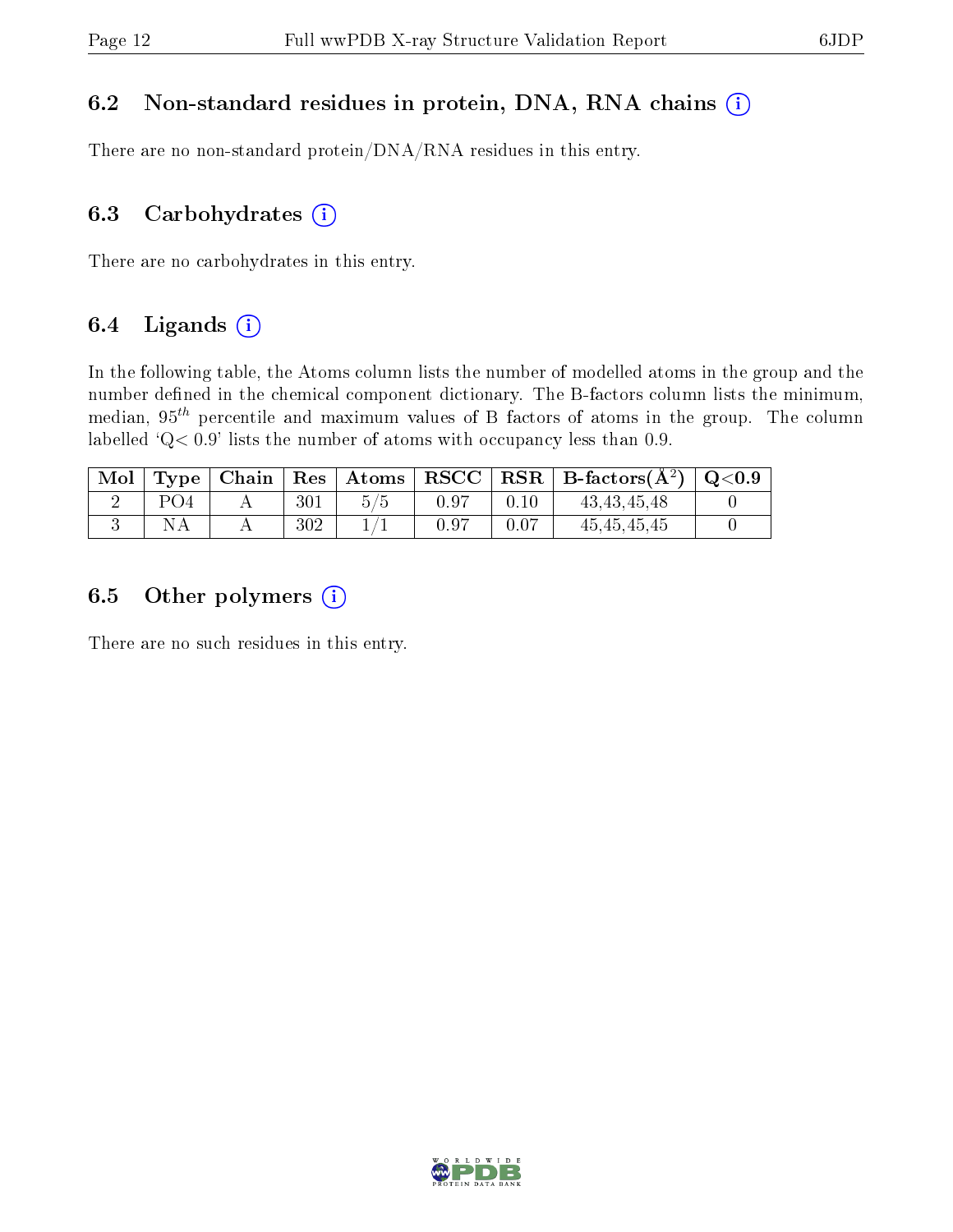### 6.2 Non-standard residues in protein, DNA, RNA chains

There are no non-standard protein/DNA/RNA residues in this entry.

### 6.3 Carbohydrates

There are no carbohydrates in this entry.

### 6.4 Ligands

In the following table, the Atoms column lists the number of modelled atoms in the group and the number defined in the chemical component dictionary. The B-factors column lists the minimum, median, $95^{th}$ percentile and maximum values of B factors of atoms in the group. The column labelled 'Q< 0.9' lists the number of atoms with occupancy less than 0.9.

| Mol | Type | Chain | Res | Atoms | RSCC | RSR | B-factors($Å^2$) | Q<0.9 |
|---|---|---|---|---|---|---|---|---|
| 2 | PO4 | A | 301 | 5/5 | 0.97 | 0.10 | 43,43,45,48 | 0 |
| 3 | NA | A | 302 | 1/1 | 0.97 | 0.07 | 45,45,45,45 | 0 |

### 6.5 Other polymers

There are no such residues in this entry.